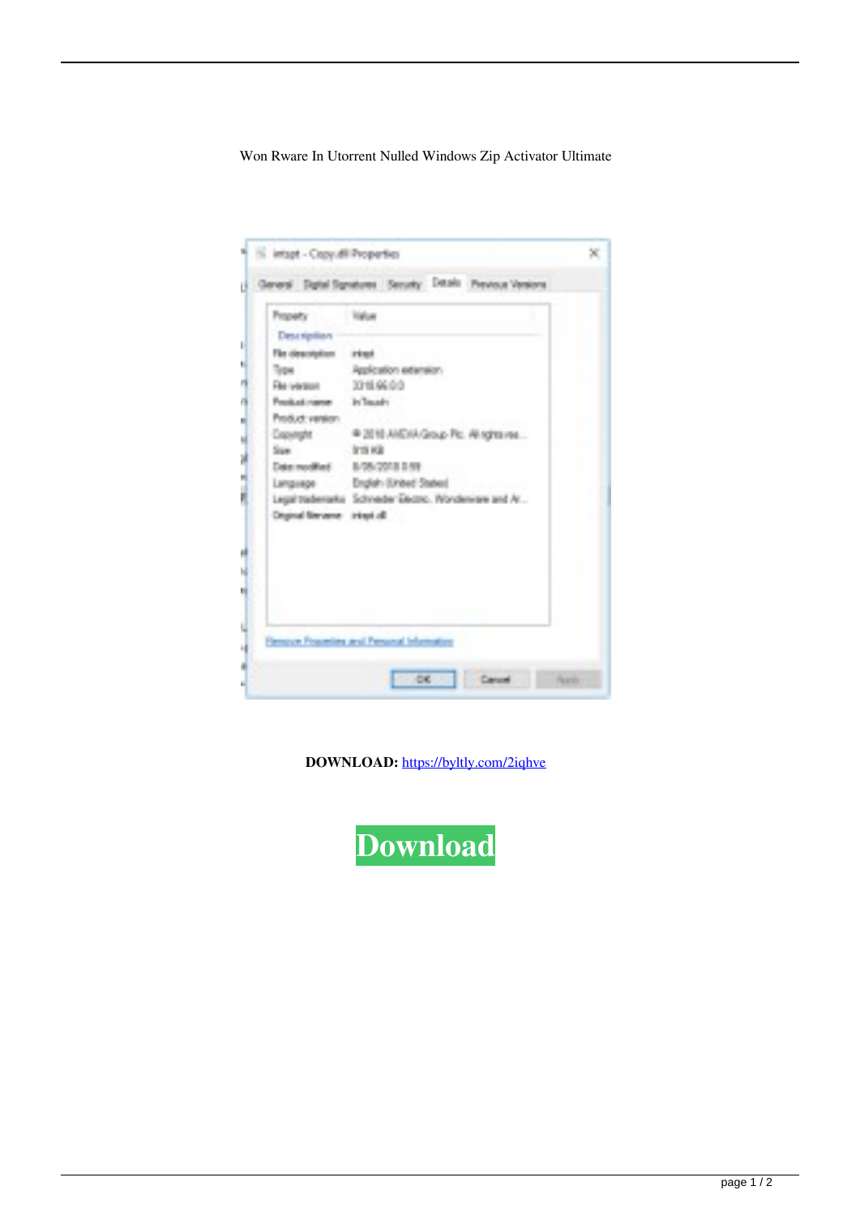Won Rware In Utorrent Nulled Windows Zip Activator Ultimate

**DOWNLOAD:** https://byltly.com/2iqhve

**Download**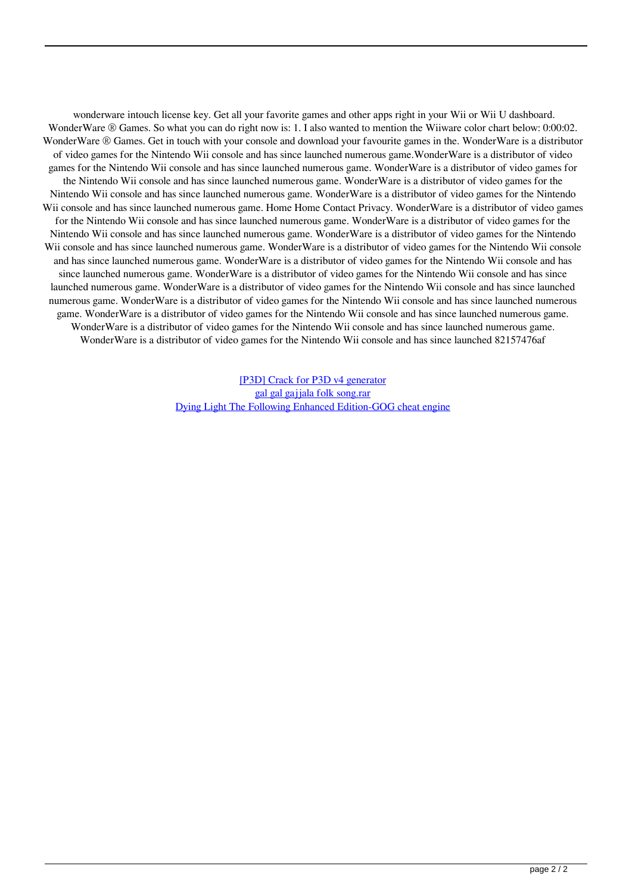wonderware intouch license key. Get all your favorite games and other apps right in your Wii or Wii U dashboard. WonderWare ® Games. So what you can do right now is: 1. I also wanted to mention the Wiiware color chart below: 0:00:02. WonderWare ® Games. Get in touch with your console and download your favourite games in the. WonderWare is a distributor of video games for the Nintendo Wii console and has since launched numerous game.WonderWare is a distributor of video games for the Nintendo Wii console and has since launched numerous game. WonderWare is a distributor of video games for the Nintendo Wii console and has since launched numerous game. WonderWare is a distributor of video games for the Nintendo Wii console and has since launched numerous game. WonderWare is a distributor of video games for the Nintendo Wii console and has since launched numerous game. Home Home Contact Privacy. WonderWare is a distributor of video games for the Nintendo Wii console and has since launched numerous game. WonderWare is a distributor of video games for the Nintendo Wii console and has since launched numerous game. WonderWare is a distributor of video games for the Nintendo Wii console and has since launched numerous game. WonderWare is a distributor of video games for the Nintendo Wii console and has since launched numerous game. WonderWare is a distributor of video games for the Nintendo Wii console and has since launched numerous game. WonderWare is a distributor of video games for the Nintendo Wii console and has since launched numerous game. WonderWare is a distributor of video games for the Nintendo Wii console and has since launched numerous game. WonderWare is a distributor of video games for the Nintendo Wii console and has since launched numerous game. WonderWare is a distributor of video games for the Nintendo Wii console and has since launched numerous game. WonderWare is a distributor of video games for the Nintendo Wii console and has since launched 82157476af

[P3D] Crack for P3D v4 generator
gal gal gajjala folk song.rar
Dying Light The Following Enhanced Edition-GOG cheat engine